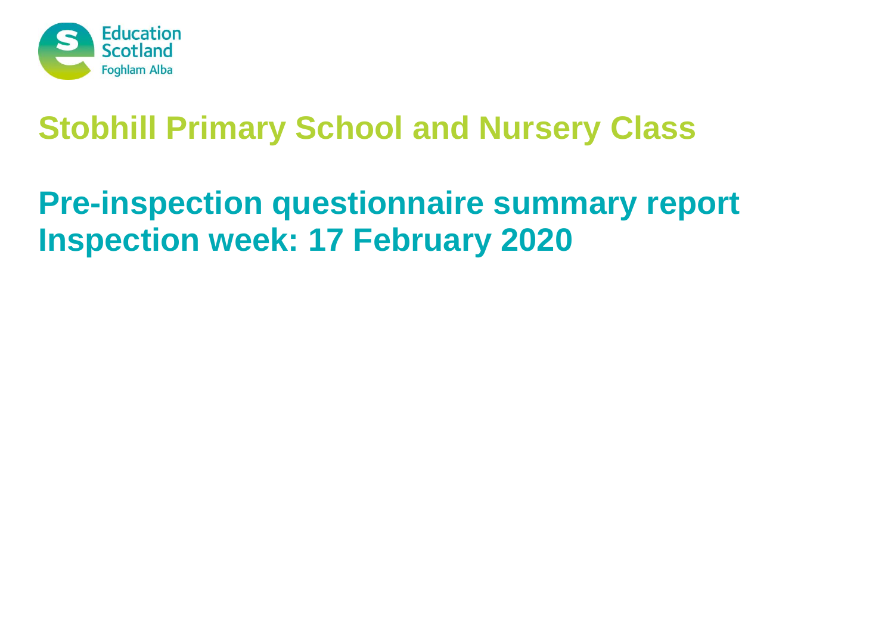# Stobhill Primary School and Nursery Class

## Pre-inspection questionnaire summary report
## Inspection week: 17 February 2020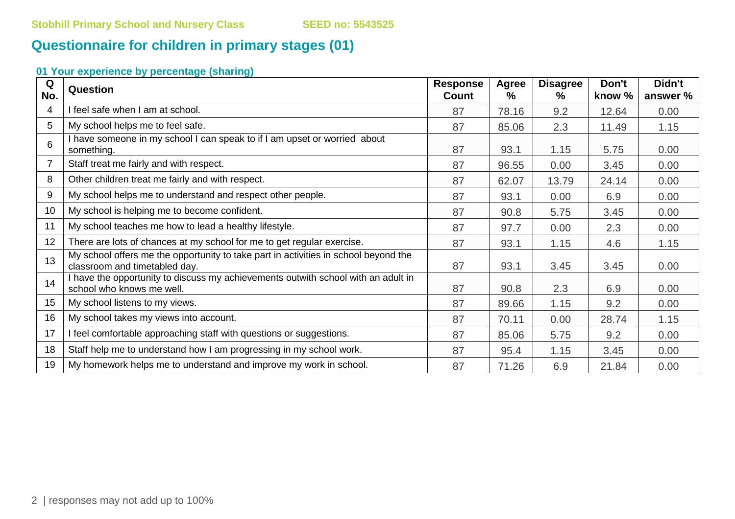**Stobhill Primary School and Nursery Class** **SEED no: 5543525**

## Questionnaire for children in primary stages (01)

### 01 Your experience by percentage (sharing)

| Q No. | Question | Response Count | Agree % | Disagree % | Don't know % | Didn't answer % |
|---|---|---|---|---|---|---|
| 4 | I feel safe when I am at school. | 87 | 78.16 | 9.2 | 12.64 | 0.00 |
| 5 | My school helps me to feel safe. | 87 | 85.06 | 2.3 | 11.49 | 1.15 |
| 6 | I have someone in my school I can speak to if I am upset or worried about something. | 87 | 93.1 | 1.15 | 5.75 | 0.00 |
| 7 | Staff treat me fairly and with respect. | 87 | 96.55 | 0.00 | 3.45 | 0.00 |
| 8 | Other children treat me fairly and with respect. | 87 | 62.07 | 13.79 | 24.14 | 0.00 |
| 9 | My school helps me to understand and respect other people. | 87 | 93.1 | 0.00 | 6.9 | 0.00 |
| 10 | My school is helping me to become confident. | 87 | 90.8 | 5.75 | 3.45 | 0.00 |
| 11 | My school teaches me how to lead a healthy lifestyle. | 87 | 97.7 | 0.00 | 2.3 | 0.00 |
| 12 | There are lots of chances at my school for me to get regular exercise. | 87 | 93.1 | 1.15 | 4.6 | 1.15 |
| 13 | My school offers me the opportunity to take part in activities in school beyond the classroom and timetabled day. | 87 | 93.1 | 3.45 | 3.45 | 0.00 |
| 14 | I have the opportunity to discuss my achievements outwith school with an adult in school who knows me well. | 87 | 90.8 | 2.3 | 6.9 | 0.00 |
| 15 | My school listens to my views. | 87 | 89.66 | 1.15 | 9.2 | 0.00 |
| 16 | My school takes my views into account. | 87 | 70.11 | 0.00 | 28.74 | 1.15 |
| 17 | I feel comfortable approaching staff with questions or suggestions. | 87 | 85.06 | 5.75 | 9.2 | 0.00 |
| 18 | Staff help me to understand how I am progressing in my school work. | 87 | 95.4 | 1.15 | 3.45 | 0.00 |
| 19 | My homework helps me to understand and improve my work in school. | 87 | 71.26 | 6.9 | 21.84 | 0.00 |

| responses may not add up to 100%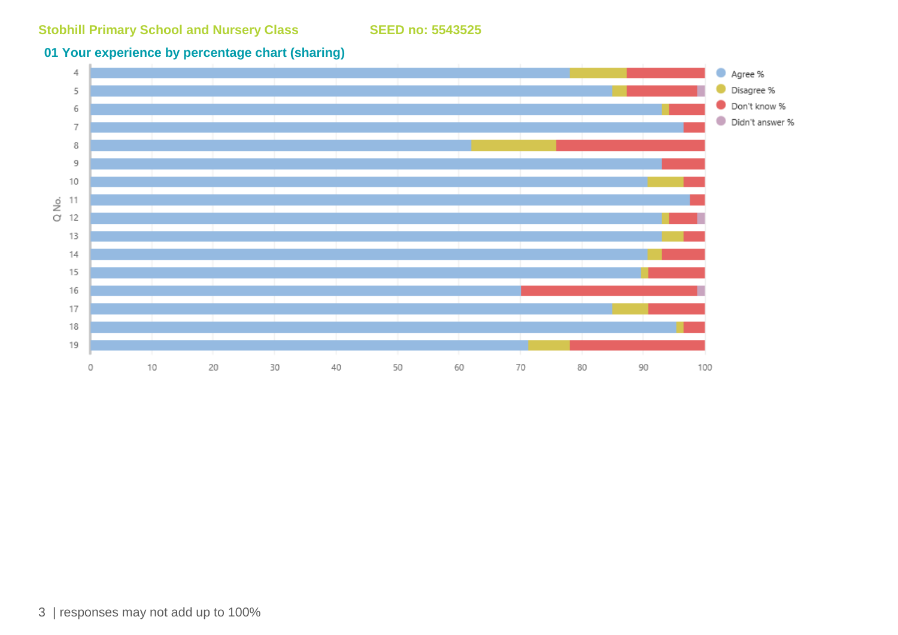Stobhill Primary School and Nursery Class SEED no: 5543525

## 01 Your experience by percentage chart (sharing)

responses may not add up to 100%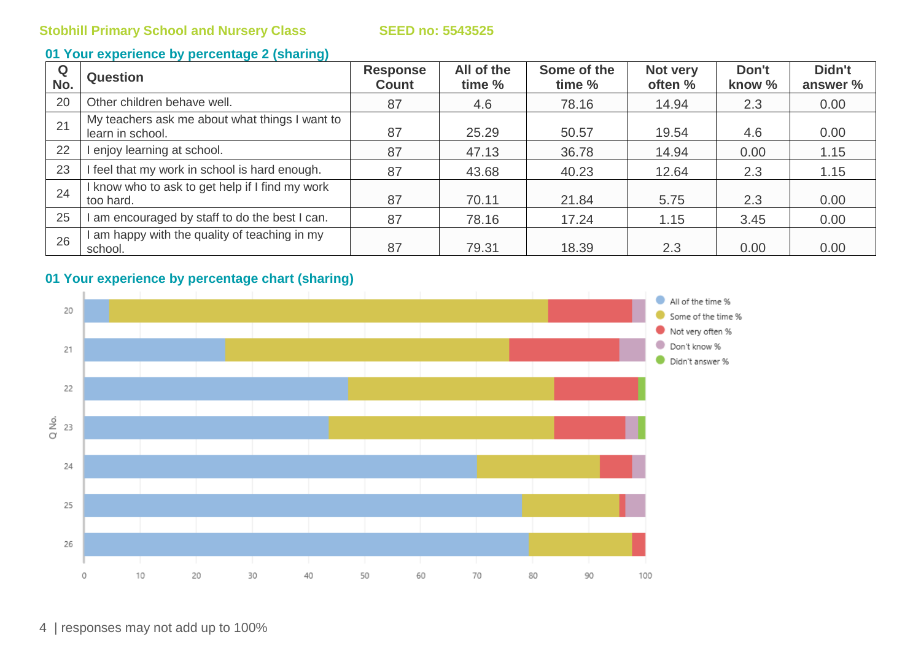Stobhill Primary School and Nursery Class SEED no: 5543525

## 01 Your experience by percentage 2 (sharing)

| Q No. | Question | Response Count | All of the time % | Some of the time % | Not very often % | Don't know % | Didn't answer % |
|---|---|---|---|---|---|---|---|
| 20 | Other children behave well. | 87 | 4.6 | 78.16 | 14.94 | 2.3 | 0.00 |
| 21 | My teachers ask me about what things I want to learn in school. | 87 | 25.29 | 50.57 | 19.54 | 4.6 | 0.00 |
| 22 | I enjoy learning at school. | 87 | 47.13 | 36.78 | 14.94 | 0.00 | 1.15 |
| 23 | I feel that my work in school is hard enough. | 87 | 43.68 | 40.23 | 12.64 | 2.3 | 1.15 |
| 24 | I know who to ask to get help if I find my work too hard. | 87 | 70.11 | 21.84 | 5.75 | 2.3 | 0.00 |
| 25 | I am encouraged by staff to do the best I can. | 87 | 78.16 | 17.24 | 1.15 | 3.45 | 0.00 |
| 26 | I am happy with the quality of teaching in my school. | 87 | 79.31 | 18.39 | 2.3 | 0.00 | 0.00 |

## 01 Your experience by percentage chart (sharing)

responses may not add up to 100%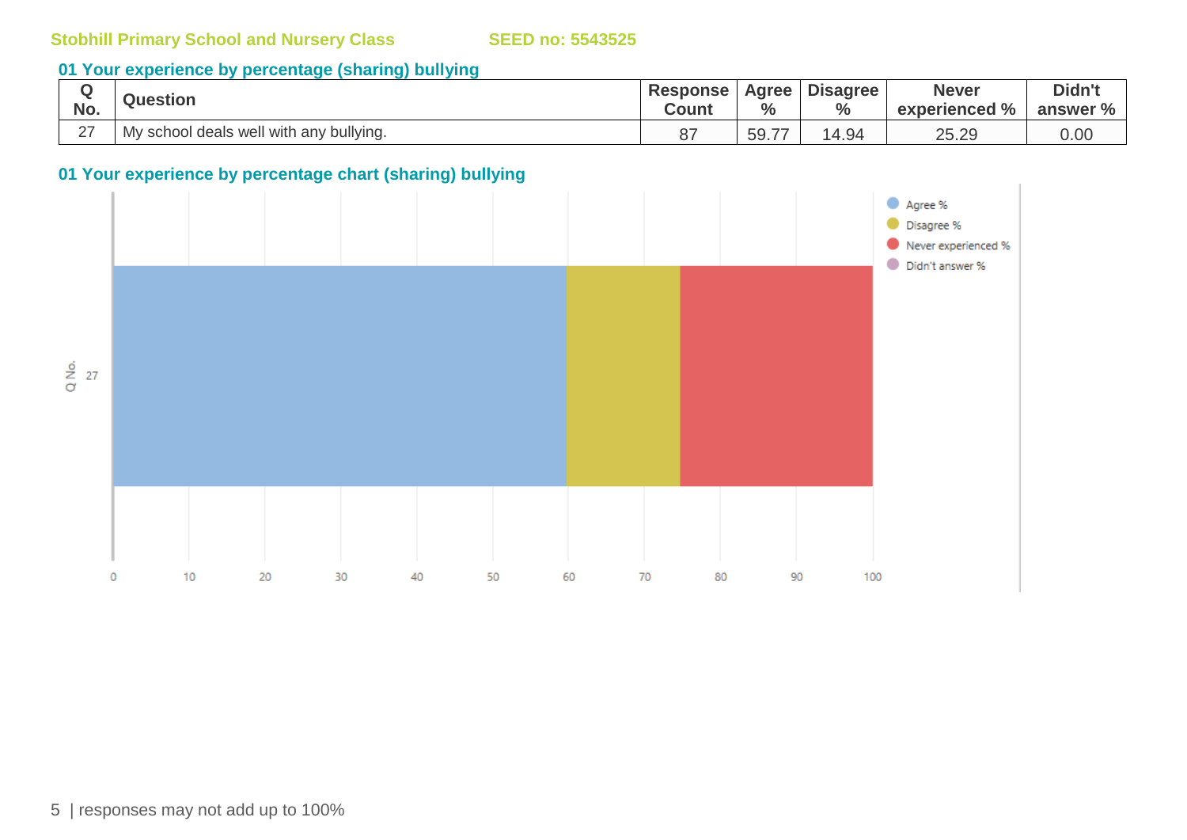Stobhill Primary School and Nursery Class SEED no: 5543525

## 01 Your experience by percentage (sharing) bullying

| Q No. | Question | Response Count | Agree % | Disagree % | Never experienced % | Didn't answer % |
|---|---|---|---|---|---|---|
| 27 | My school deals well with any bullying. | 87 | 59.77 | 14.94 | 25.29 | 0.00 |

## 01 Your experience by percentage chart (sharing) bullying

| Q No. | Agree % | Disagree % | Never experienced % | Didn't answer % |
|---|---|---|---|---|
| 27 | 59.77 | 14.94 | 25.29 | 0.00 |

responses may not add up to 100%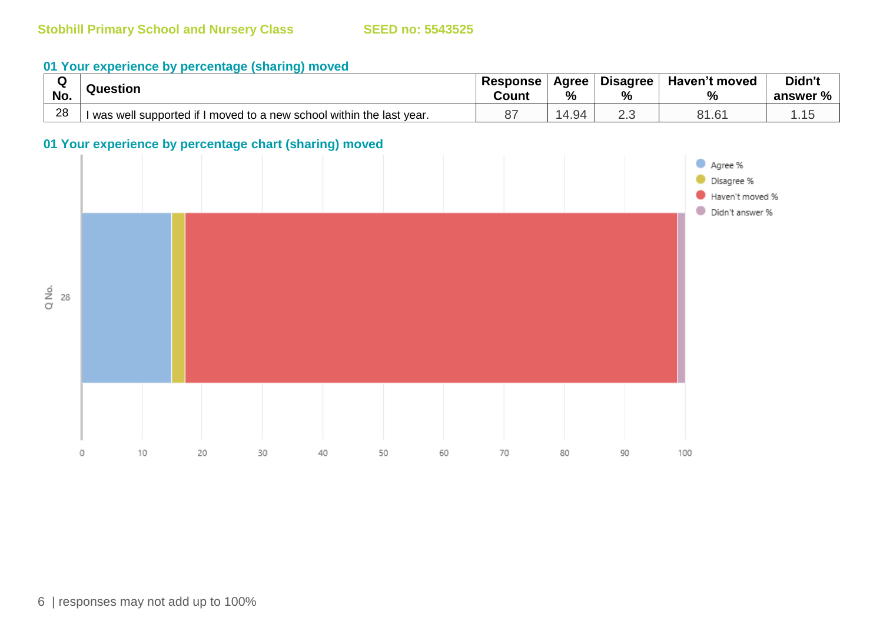Stobhill Primary School and Nursery Class SEED no: 5543525

### 01 Your experience by percentage (sharing) moved

| Q No. | Question | Response Count | Agree % | Disagree % | Haven't moved % | Didn't answer % |
|---|---|---|---|---|---|---|
| 28 | I was well supported if I moved to a new school within the last year. | 87 | 14.94 | 2.3 | 81.61 | 1.15 |

### 01 Your experience by percentage chart (sharing) moved

Agree %
Disagree %
Haven't moved %
Didn't answer %

Q No. 28

0 10 20 30 40 50 60 70 80 90 100

responses may not add up to 100%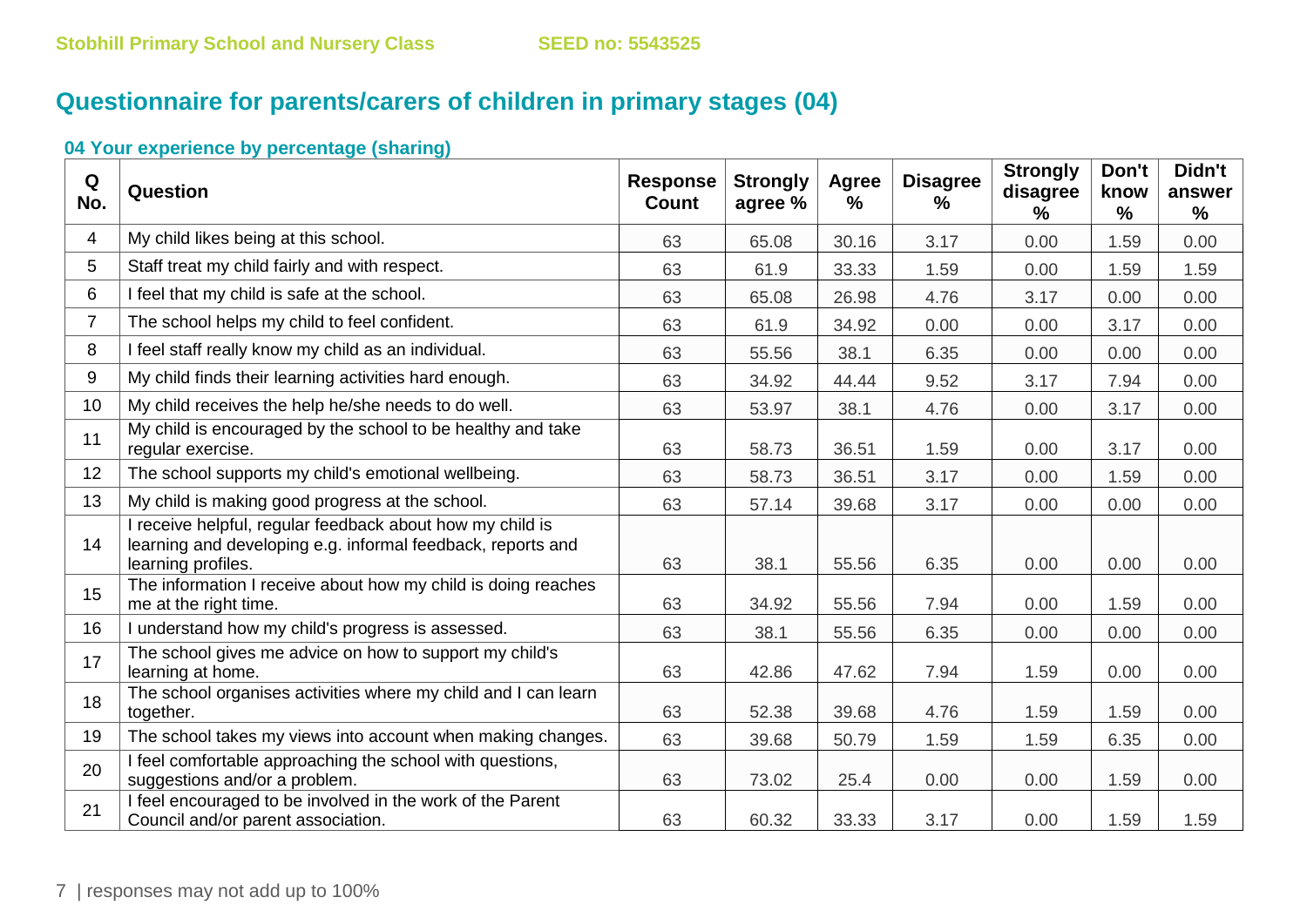Stobhill Primary School and Nursery Class SEED no: 5543525

## Questionnaire for parents/carers of children in primary stages (04)

### 04 Your experience by percentage (sharing)

| Q No. | Question | Response Count | Strongly agree % | Agree % | Disagree % | Strongly disagree % | Don't know % | Didn't answer % |
|---|---|---|---|---|---|---|---|---|
| 4 | My child likes being at this school. | 63 | 65.08 | 30.16 | 3.17 | 0.00 | 1.59 | 0.00 |
| 5 | Staff treat my child fairly and with respect. | 63 | 61.9 | 33.33 | 1.59 | 0.00 | 1.59 | 1.59 |
| 6 | I feel that my child is safe at the school. | 63 | 65.08 | 26.98 | 4.76 | 3.17 | 0.00 | 0.00 |
| 7 | The school helps my child to feel confident. | 63 | 61.9 | 34.92 | 0.00 | 0.00 | 3.17 | 0.00 |
| 8 | I feel staff really know my child as an individual. | 63 | 55.56 | 38.1 | 6.35 | 0.00 | 0.00 | 0.00 |
| 9 | My child finds their learning activities hard enough. | 63 | 34.92 | 44.44 | 9.52 | 3.17 | 7.94 | 0.00 |
| 10 | My child receives the help he/she needs to do well. | 63 | 53.97 | 38.1 | 4.76 | 0.00 | 3.17 | 0.00 |
| 11 | My child is encouraged by the school to be healthy and take regular exercise. | 63 | 58.73 | 36.51 | 1.59 | 0.00 | 3.17 | 0.00 |
| 12 | The school supports my child's emotional wellbeing. | 63 | 58.73 | 36.51 | 3.17 | 0.00 | 1.59 | 0.00 |
| 13 | My child is making good progress at the school. | 63 | 57.14 | 39.68 | 3.17 | 0.00 | 0.00 | 0.00 |
| 14 | I receive helpful, regular feedback about how my child is learning and developing e.g. informal feedback, reports and learning profiles. | 63 | 38.1 | 55.56 | 6.35 | 0.00 | 0.00 | 0.00 |
| 15 | The information I receive about how my child is doing reaches me at the right time. | 63 | 34.92 | 55.56 | 7.94 | 0.00 | 1.59 | 0.00 |
| 16 | I understand how my child's progress is assessed. | 63 | 38.1 | 55.56 | 6.35 | 0.00 | 0.00 | 0.00 |
| 17 | The school gives me advice on how to support my child's learning at home. | 63 | 42.86 | 47.62 | 7.94 | 1.59 | 0.00 | 0.00 |
| 18 | The school organises activities where my child and I can learn together. | 63 | 52.38 | 39.68 | 4.76 | 1.59 | 1.59 | 0.00 |
| 19 | The school takes my views into account when making changes. | 63 | 39.68 | 50.79 | 1.59 | 1.59 | 6.35 | 0.00 |
| 20 | I feel comfortable approaching the school with questions, suggestions and/or a problem. | 63 | 73.02 | 25.4 | 0.00 | 0.00 | 1.59 | 0.00 |
| 21 | I feel encouraged to be involved in the work of the Parent Council and/or parent association. | 63 | 60.32 | 33.33 | 3.17 | 0.00 | 1.59 | 1.59 |

responses may not add up to 100%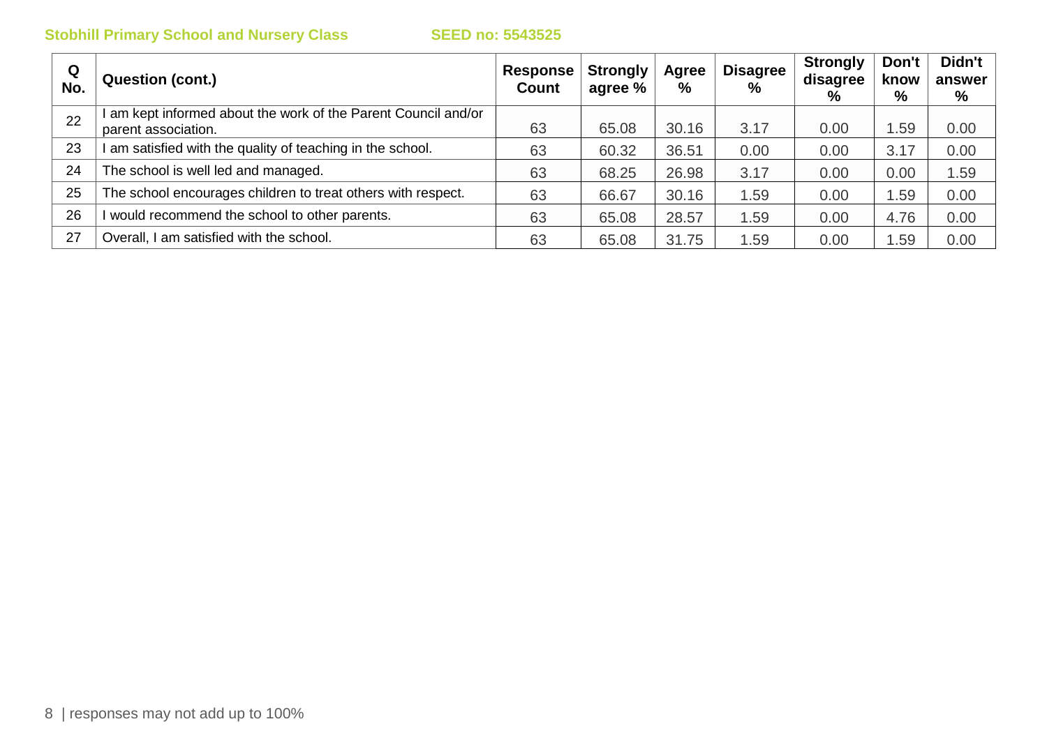| Q No. | Question (cont.) | Response Count | Strongly agree % | Agree % | Disagree % | Strongly disagree % | Don't know % | Didn't answer % |
|---|---|---|---|---|---|---|---|---|
| 22 | I am kept informed about the work of the Parent Council and/or parent association. | 63 | 65.08 | 30.16 | 3.17 | 0.00 | 1.59 | 0.00 |
| 23 | I am satisfied with the quality of teaching in the school. | 63 | 60.32 | 36.51 | 0.00 | 0.00 | 3.17 | 0.00 |
| 24 | The school is well led and managed. | 63 | 68.25 | 26.98 | 3.17 | 0.00 | 0.00 | 1.59 |
| 25 | The school encourages children to treat others with respect. | 63 | 66.67 | 30.16 | 1.59 | 0.00 | 1.59 | 0.00 |
| 26 | I would recommend the school to other parents. | 63 | 65.08 | 28.57 | 1.59 | 0.00 | 4.76 | 0.00 |
| 27 | Overall, I am satisfied with the school. | 63 | 65.08 | 31.75 | 1.59 | 0.00 | 1.59 | 0.00 |

responses may not add up to 100%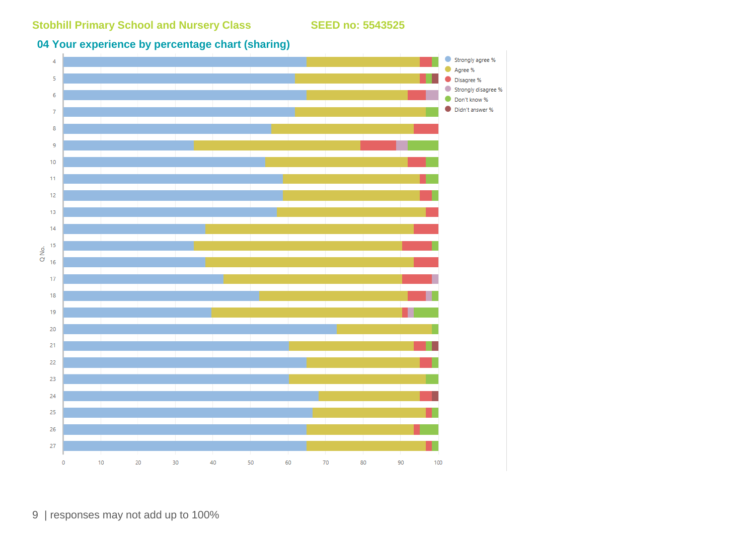Stobhill Primary School and Nursery Class SEED no: 5543525

## 04 Your experience by percentage chart (sharing)

Legend: Strongly agree %, Agree %, Disagree %, Strongly disagree %, Don't know %, Didn't answer %

Q No.: 4, 5, 6, 7, 8, 9, 10, 11, 12, 13, 14, 15, 16, 17, 18, 19, 20, 21, 22, 23, 24, 25, 26, 27

x-axis: 0, 10, 20, 30, 40, 50, 60, 70, 80, 90, 100

responses may not add up to 100%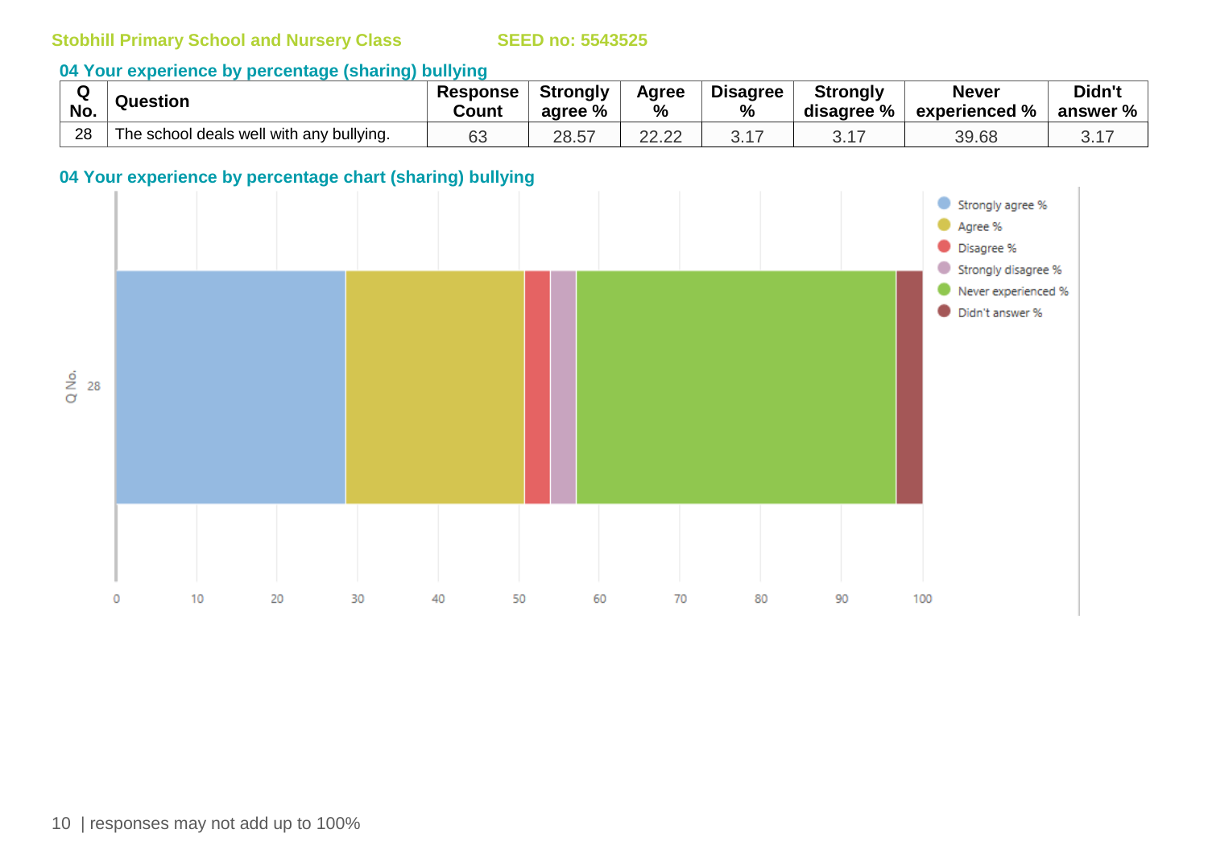Stobhill Primary School and Nursery Class SEED no: 5543525

### 04 Your experience by percentage (sharing) bullying

| Q No. | Question | Response Count | Strongly agree % | Agree % | Disagree % | Strongly disagree % | Never experienced % | Didn't answer % |
|---|---|---|---|---|---|---|---|---|
| 28 | The school deals well with any bullying. | 63 | 28.57 | 22.22 | 3.17 | 3.17 | 39.68 | 3.17 |

### 04 Your experience by percentage chart (sharing) bullying

responses may not add up to 100%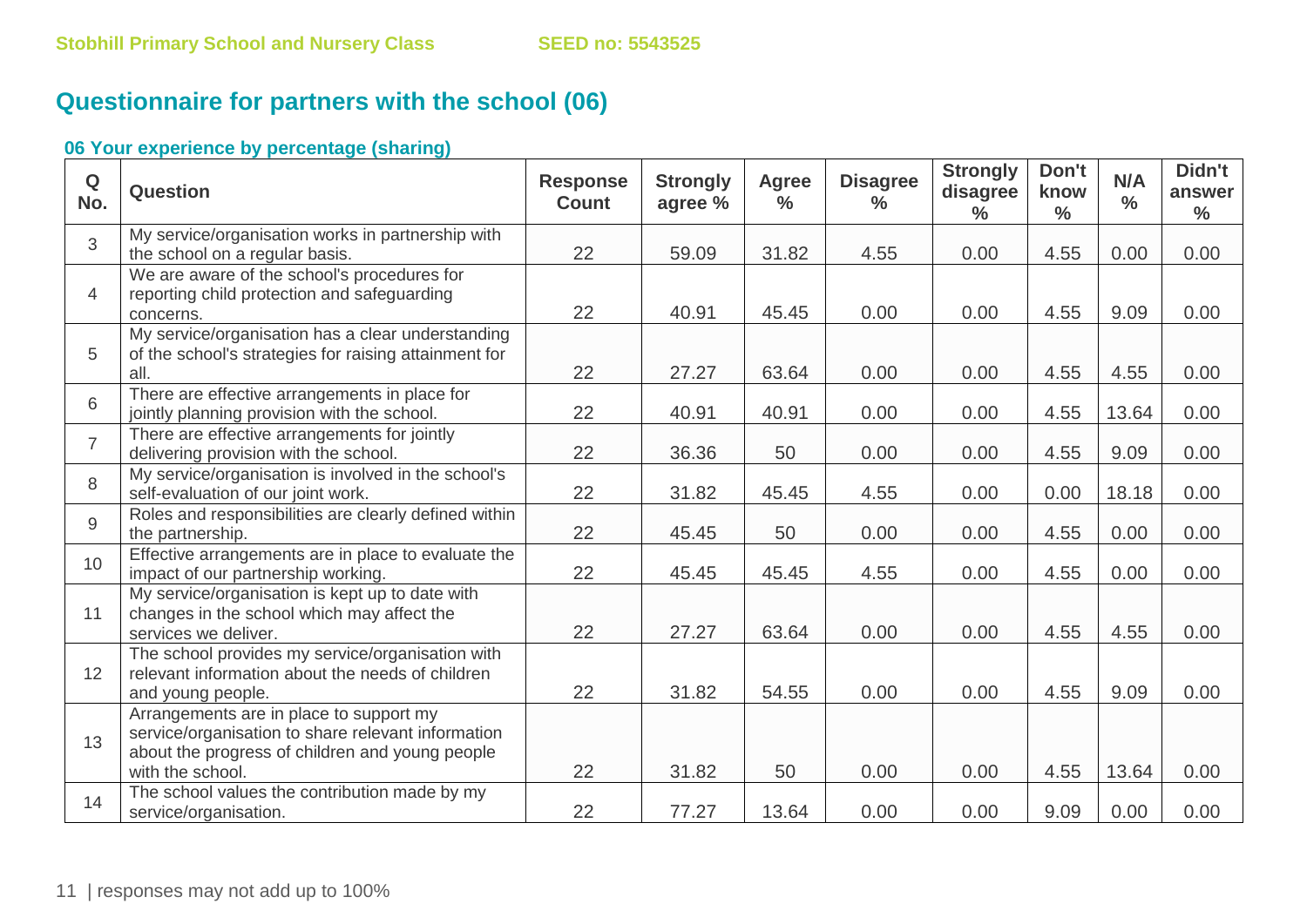## Questionnaire for partners with the school (06)

### 06 Your experience by percentage (sharing)

| Q No. | Question | Response Count | Strongly agree % | Agree % | Disagree % | Strongly disagree % | Don't know % | N/A % | Didn't answer % |
|---|---|---|---|---|---|---|---|---|---|
| 3 | My service/organisation works in partnership with the school on a regular basis. | 22 | 59.09 | 31.82 | 4.55 | 0.00 | 4.55 | 0.00 | 0.00 |
| 4 | We are aware of the school's procedures for reporting child protection and safeguarding concerns. | 22 | 40.91 | 45.45 | 0.00 | 0.00 | 4.55 | 9.09 | 0.00 |
| 5 | My service/organisation has a clear understanding of the school's strategies for raising attainment for all. | 22 | 27.27 | 63.64 | 0.00 | 0.00 | 4.55 | 4.55 | 0.00 |
| 6 | There are effective arrangements in place for jointly planning provision with the school. | 22 | 40.91 | 40.91 | 0.00 | 0.00 | 4.55 | 13.64 | 0.00 |
| 7 | There are effective arrangements for jointly delivering provision with the school. | 22 | 36.36 | 50 | 0.00 | 0.00 | 4.55 | 9.09 | 0.00 |
| 8 | My service/organisation is involved in the school's self-evaluation of our joint work. | 22 | 31.82 | 45.45 | 4.55 | 0.00 | 0.00 | 18.18 | 0.00 |
| 9 | Roles and responsibilities are clearly defined within the partnership. | 22 | 45.45 | 50 | 0.00 | 0.00 | 4.55 | 0.00 | 0.00 |
| 10 | Effective arrangements are in place to evaluate the impact of our partnership working. | 22 | 45.45 | 45.45 | 4.55 | 0.00 | 4.55 | 0.00 | 0.00 |
| 11 | My service/organisation is kept up to date with changes in the school which may affect the services we deliver. | 22 | 27.27 | 63.64 | 0.00 | 0.00 | 4.55 | 4.55 | 0.00 |
| 12 | The school provides my service/organisation with relevant information about the needs of children and young people. | 22 | 31.82 | 54.55 | 0.00 | 0.00 | 4.55 | 9.09 | 0.00 |
| 13 | Arrangements are in place to support my service/organisation to share relevant information about the progress of children and young people with the school. | 22 | 31.82 | 50 | 0.00 | 0.00 | 4.55 | 13.64 | 0.00 |
| 14 | The school values the contribution made by my service/organisation. | 22 | 77.27 | 13.64 | 0.00 | 0.00 | 9.09 | 0.00 | 0.00 |

responses may not add up to 100%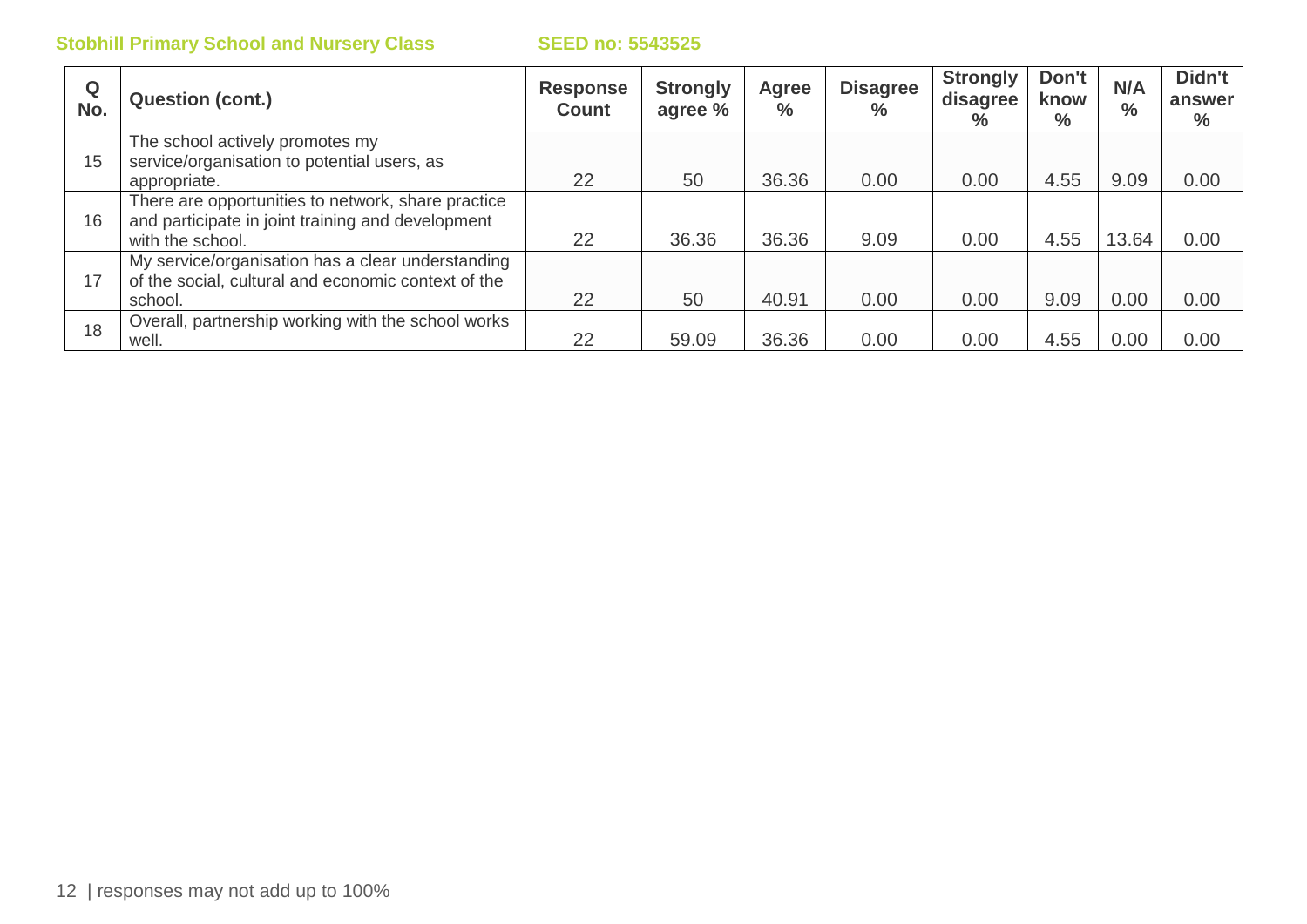Stobhill Primary School and Nursery Class SEED no: 5543525

| Q No. | Question (cont.) | Response Count | Strongly agree % | Agree % | Disagree % | Strongly disagree % | Don't know % | N/A % | Didn't answer % |
|---|---|---|---|---|---|---|---|---|---|
| 15 | The school actively promotes my service/organisation to potential users, as appropriate. | 22 | 50 | 36.36 | 0.00 | 0.00 | 4.55 | 9.09 | 0.00 |
| 16 | There are opportunities to network, share practice and participate in joint training and development with the school. | 22 | 36.36 | 36.36 | 9.09 | 0.00 | 4.55 | 13.64 | 0.00 |
| 17 | My service/organisation has a clear understanding of the social, cultural and economic context of the school. | 22 | 50 | 40.91 | 0.00 | 0.00 | 9.09 | 0.00 | 0.00 |
| 18 | Overall, partnership working with the school works well. | 22 | 59.09 | 36.36 | 0.00 | 0.00 | 4.55 | 0.00 | 0.00 |

| responses may not add up to 100%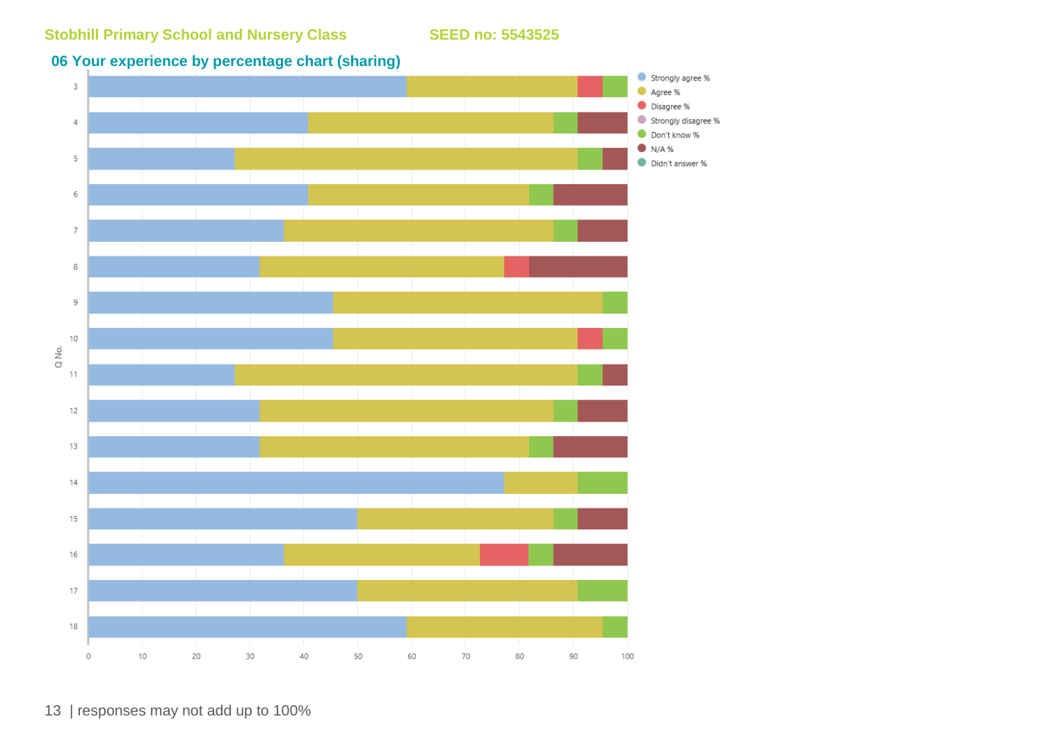Stobhill Primary School and Nursery Class SEED no: 5543525

## 06 Your experience by percentage chart (sharing)

responses may not add up to 100%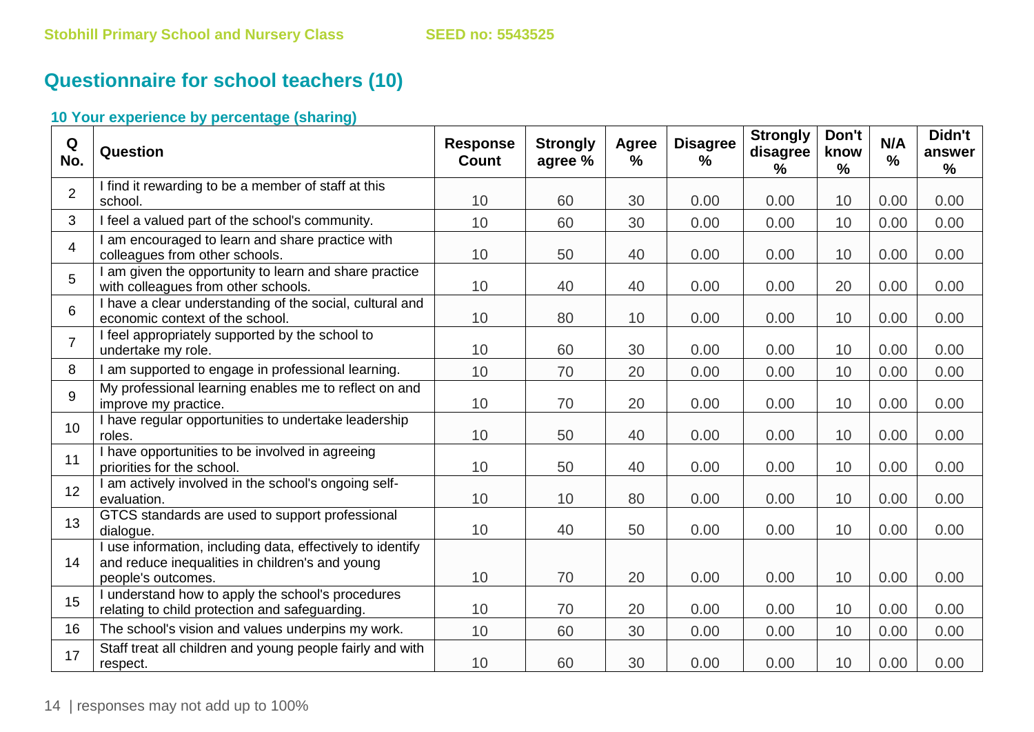## Questionnaire for school teachers (10)

### 10 Your experience by percentage (sharing)

| Q No. | Question | Response Count | Strongly agree % | Agree % | Disagree % | Strongly disagree % | Don't know % | N/A % | Didn't answer % |
|---|---|---|---|---|---|---|---|---|---|
| 2 | I find it rewarding to be a member of staff at this school. | 10 | 60 | 30 | 0.00 | 0.00 | 10 | 0.00 | 0.00 |
| 3 | I feel a valued part of the school's community. | 10 | 60 | 30 | 0.00 | 0.00 | 10 | 0.00 | 0.00 |
| 4 | I am encouraged to learn and share practice with colleagues from other schools. | 10 | 50 | 40 | 0.00 | 0.00 | 10 | 0.00 | 0.00 |
| 5 | I am given the opportunity to learn and share practice with colleagues from other schools. | 10 | 40 | 40 | 0.00 | 0.00 | 20 | 0.00 | 0.00 |
| 6 | I have a clear understanding of the social, cultural and economic context of the school. | 10 | 80 | 10 | 0.00 | 0.00 | 10 | 0.00 | 0.00 |
| 7 | I feel appropriately supported by the school to undertake my role. | 10 | 60 | 30 | 0.00 | 0.00 | 10 | 0.00 | 0.00 |
| 8 | I am supported to engage in professional learning. | 10 | 70 | 20 | 0.00 | 0.00 | 10 | 0.00 | 0.00 |
| 9 | My professional learning enables me to reflect on and improve my practice. | 10 | 70 | 20 | 0.00 | 0.00 | 10 | 0.00 | 0.00 |
| 10 | I have regular opportunities to undertake leadership roles. | 10 | 50 | 40 | 0.00 | 0.00 | 10 | 0.00 | 0.00 |
| 11 | I have opportunities to be involved in agreeing priorities for the school. | 10 | 50 | 40 | 0.00 | 0.00 | 10 | 0.00 | 0.00 |
| 12 | I am actively involved in the school's ongoing self-evaluation. | 10 | 10 | 80 | 0.00 | 0.00 | 10 | 0.00 | 0.00 |
| 13 | GTCS standards are used to support professional dialogue. | 10 | 40 | 50 | 0.00 | 0.00 | 10 | 0.00 | 0.00 |
| 14 | I use information, including data, effectively to identify and reduce inequalities in children's and young people's outcomes. | 10 | 70 | 20 | 0.00 | 0.00 | 10 | 0.00 | 0.00 |
| 15 | I understand how to apply the school's procedures relating to child protection and safeguarding. | 10 | 70 | 20 | 0.00 | 0.00 | 10 | 0.00 | 0.00 |
| 16 | The school's vision and values underpins my work. | 10 | 60 | 30 | 0.00 | 0.00 | 10 | 0.00 | 0.00 |
| 17 | Staff treat all children and young people fairly and with respect. | 10 | 60 | 30 | 0.00 | 0.00 | 10 | 0.00 | 0.00 |

responses may not add up to 100%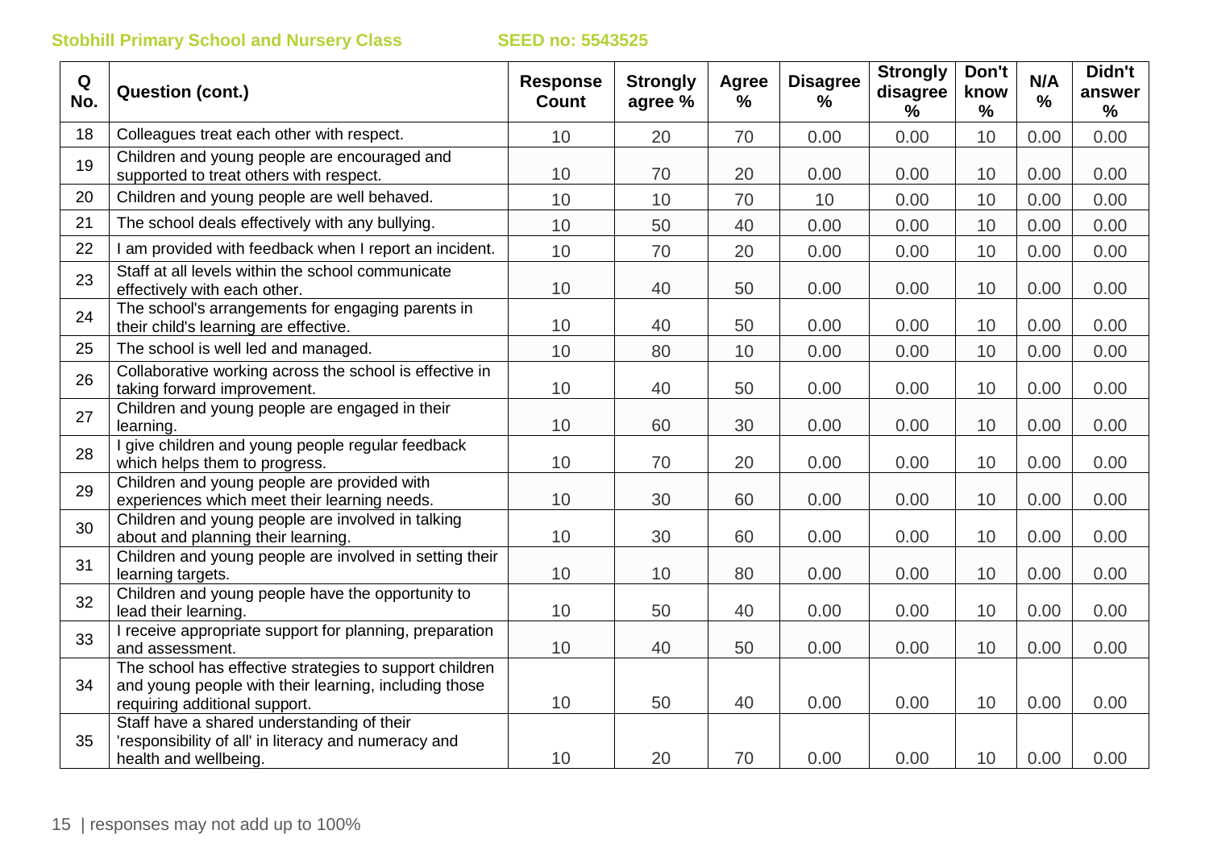| Q No. | Question (cont.) | Response Count | Strongly agree % | Agree % | Disagree % | Strongly disagree % | Don't know % | N/A % | Didn't answer % |
|---|---|---|---|---|---|---|---|---|---|
| 18 | Colleagues treat each other with respect. | 10 | 20 | 70 | 0.00 | 0.00 | 10 | 0.00 | 0.00 |
| 19 | Children and young people are encouraged and supported to treat others with respect. | 10 | 70 | 20 | 0.00 | 0.00 | 10 | 0.00 | 0.00 |
| 20 | Children and young people are well behaved. | 10 | 10 | 70 | 10 | 0.00 | 10 | 0.00 | 0.00 |
| 21 | The school deals effectively with any bullying. | 10 | 50 | 40 | 0.00 | 0.00 | 10 | 0.00 | 0.00 |
| 22 | I am provided with feedback when I report an incident. | 10 | 70 | 20 | 0.00 | 0.00 | 10 | 0.00 | 0.00 |
| 23 | Staff at all levels within the school communicate effectively with each other. | 10 | 40 | 50 | 0.00 | 0.00 | 10 | 0.00 | 0.00 |
| 24 | The school's arrangements for engaging parents in their child's learning are effective. | 10 | 40 | 50 | 0.00 | 0.00 | 10 | 0.00 | 0.00 |
| 25 | The school is well led and managed. | 10 | 80 | 10 | 0.00 | 0.00 | 10 | 0.00 | 0.00 |
| 26 | Collaborative working across the school is effective in taking forward improvement. | 10 | 40 | 50 | 0.00 | 0.00 | 10 | 0.00 | 0.00 |
| 27 | Children and young people are engaged in their learning. | 10 | 60 | 30 | 0.00 | 0.00 | 10 | 0.00 | 0.00 |
| 28 | I give children and young people regular feedback which helps them to progress. | 10 | 70 | 20 | 0.00 | 0.00 | 10 | 0.00 | 0.00 |
| 29 | Children and young people are provided with experiences which meet their learning needs. | 10 | 30 | 60 | 0.00 | 0.00 | 10 | 0.00 | 0.00 |
| 30 | Children and young people are involved in talking about and planning their learning. | 10 | 30 | 60 | 0.00 | 0.00 | 10 | 0.00 | 0.00 |
| 31 | Children and young people are involved in setting their learning targets. | 10 | 10 | 80 | 0.00 | 0.00 | 10 | 0.00 | 0.00 |
| 32 | Children and young people have the opportunity to lead their learning. | 10 | 50 | 40 | 0.00 | 0.00 | 10 | 0.00 | 0.00 |
| 33 | I receive appropriate support for planning, preparation and assessment. | 10 | 40 | 50 | 0.00 | 0.00 | 10 | 0.00 | 0.00 |
| 34 | The school has effective strategies to support children and young people with their learning, including those requiring additional support. | 10 | 50 | 40 | 0.00 | 0.00 | 10 | 0.00 | 0.00 |
| 35 | Staff have a shared understanding of their 'responsibility of all' in literacy and numeracy and health and wellbeing. | 10 | 20 | 70 | 0.00 | 0.00 | 10 | 0.00 | 0.00 |

responses may not add up to 100%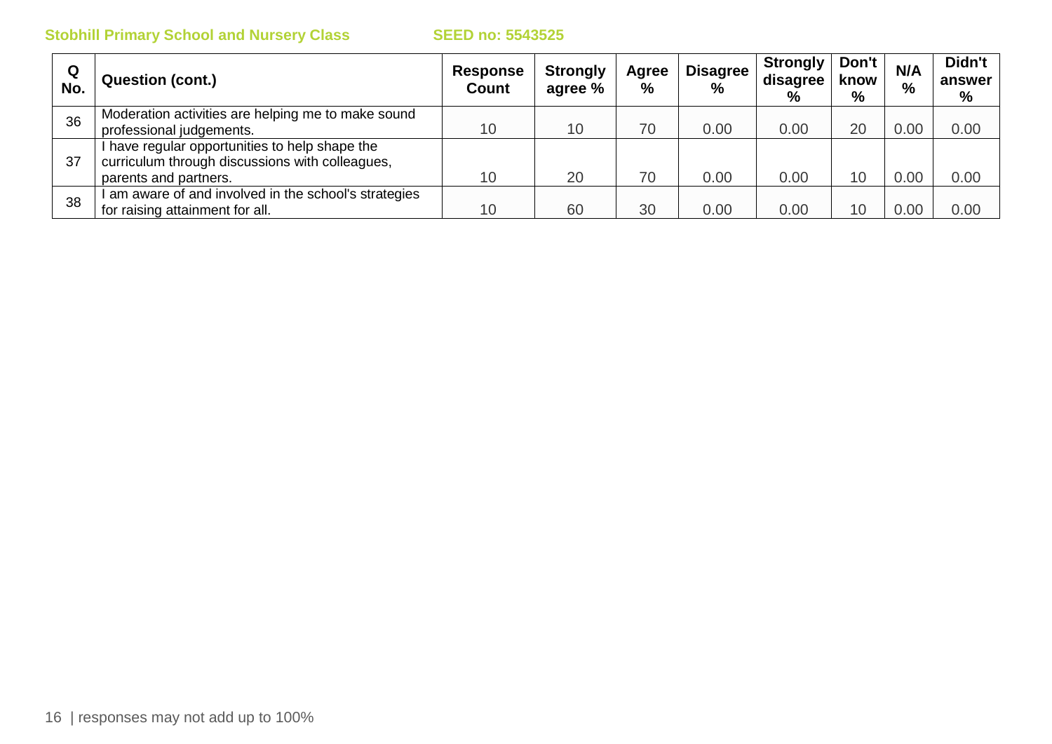**Stobhill Primary School and Nursery Class** **SEED no: 5543525**

| Q No. | Question (cont.) | Response Count | Strongly agree % | Agree % | Disagree % | Strongly disagree % | Don't know % | N/A % | Didn't answer % |
|---|---|---|---|---|---|---|---|---|---|
| 36 | Moderation activities are helping me to make sound professional judgements. | 10 | 10 | 70 | 0.00 | 0.00 | 20 | 0.00 | 0.00 |
| 37 | I have regular opportunities to help shape the curriculum through discussions with colleagues, parents and partners. | 10 | 20 | 70 | 0.00 | 0.00 | 10 | 0.00 | 0.00 |
| 38 | I am aware of and involved in the school's strategies for raising attainment for all. | 10 | 60 | 30 | 0.00 | 0.00 | 10 | 0.00 | 0.00 |

| responses may not add up to 100%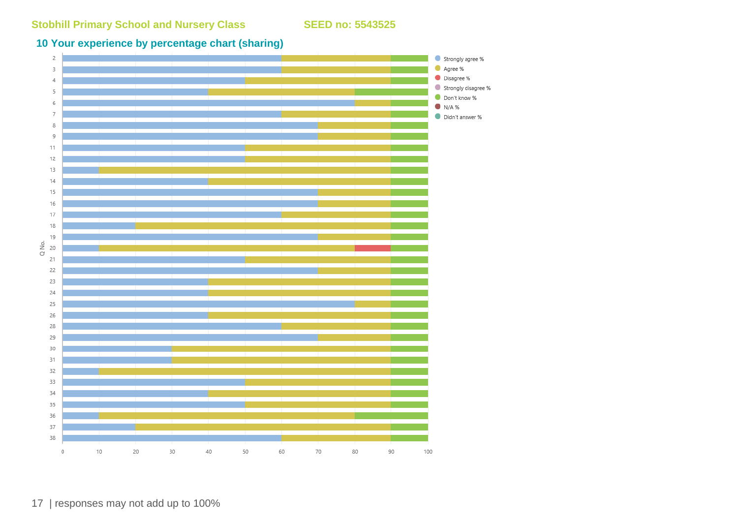Stobhill Primary School and Nursery Class SEED no: 5543525

## 10 Your experience by percentage chart (sharing)

Q No.

2
3
4
5
6
7
8
9
11
12
13
14
15
16
17
18
19
20
21
22
23
24
25
26
28
29
30
31
32
33
34
35
36
37
38

0 10 20 30 40 50 60 70 80 90 100

Strongly agree %
Agree %
Disagree %
Strongly disagree %
Don't know %
N/A %
Didn't answer %

| responses may not add up to 100%